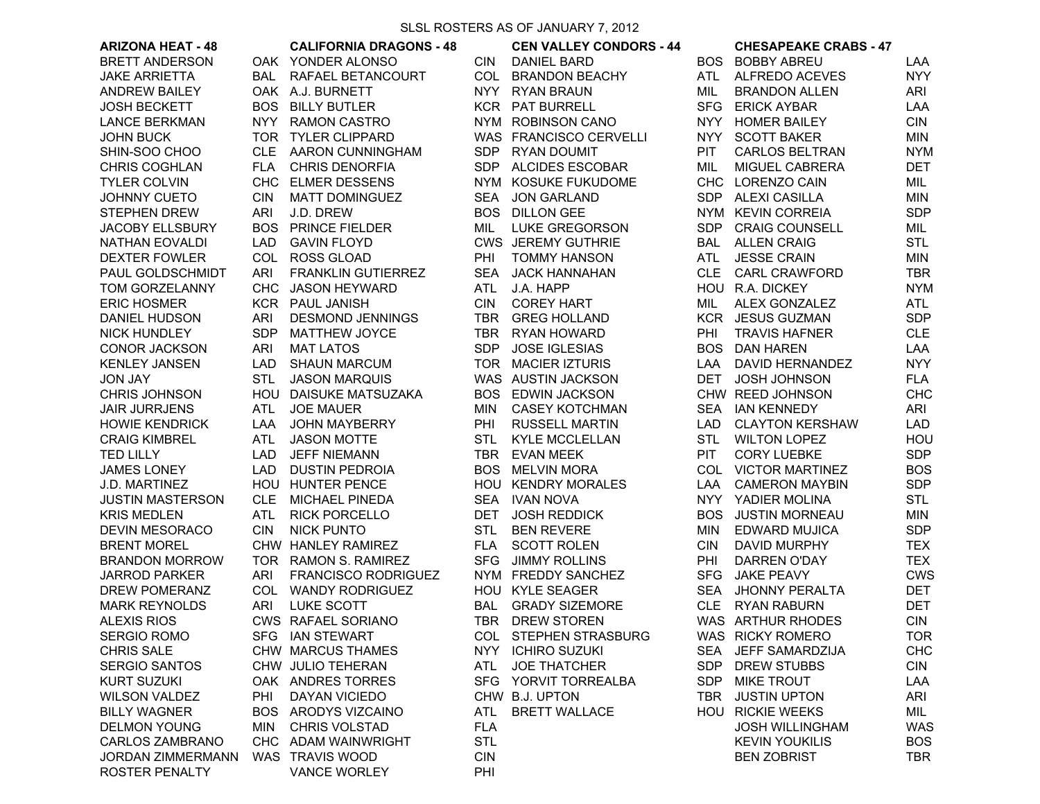# SLSL ROSTERS AS OF JANUARY 7, 2012

| ARIZONA HEAT - 48 | | CALIFORNIA DRAGONS - 48 | | CEN VALLEY CONDORS - 44 | | CHESAPEAKE CRABS - 47 | |
|---|---|---|---|---|---|---|---|
| BRETT ANDERSON | OAK | YONDER ALONSO | CIN | DANIEL BARD | BOS | BOBBY ABREU | LAA |
| JAKE ARRIETTA | BAL | RAFAEL BETANCOURT | COL | BRANDON BEACHY | ATL | ALFREDO ACEVES | NYY |
| ANDREW BAILEY | OAK | A.J. BURNETT | NYY | RYAN BRAUN | MIL | BRANDON ALLEN | ARI |
| JOSH BECKETT | BOS | BILLY BUTLER | KCR | PAT BURRELL | SFG | ERICK AYBAR | LAA |
| LANCE BERKMAN | NYY | RAMON CASTRO | NYM | ROBINSON CANO | NYY | HOMER BAILEY | CIN |
| JOHN BUCK | TOR | TYLER CLIPPARD | WAS | FRANCISCO CERVELLI | NYY | SCOTT BAKER | MIN |
| SHIN-SOO CHOO | CLE | AARON CUNNINGHAM | SDP | RYAN DOUMIT | PIT | CARLOS BELTRAN | NYM |
| CHRIS COGHLAN | FLA | CHRIS DENORFIA | SDP | ALCIDES ESCOBAR | MIL | MIGUEL CABRERA | DET |
| TYLER COLVIN | CHC | ELMER DESSENS | NYM | KOSUKE FUKUDOME | CHC | LORENZO CAIN | MIL |
| JOHNNY CUETO | CIN | MATT DOMINGUEZ | SEA | JON GARLAND | SDP | ALEXI CASILLA | MIN |
| STEPHEN DREW | ARI | J.D. DREW | BOS | DILLON GEE | NYM | KEVIN CORREIA | SDP |
| JACOBY ELLSBURY | BOS | PRINCE FIELDER | MIL | LUKE GREGORSON | SDP | CRAIG COUNSELL | MIL |
| NATHAN EOVALDI | LAD | GAVIN FLOYD | CWS | JEREMY GUTHRIE | BAL | ALLEN CRAIG | STL |
| DEXTER FOWLER | COL | ROSS GLOAD | PHI | TOMMY HANSON | ATL | JESSE CRAIN | MIN |
| PAUL GOLDSCHMIDT | ARI | FRANKLIN GUTIERREZ | SEA | JACK HANNAHAN | CLE | CARL CRAWFORD | TBR |
| TOM GORZELANNY | CHC | JASON HEYWARD | ATL | J.A. HAPP | HOU | R.A. DICKEY | NYM |
| ERIC HOSMER | KCR | PAUL JANISH | CIN | COREY HART | MIL | ALEX GONZALEZ | ATL |
| DANIEL HUDSON | ARI | DESMOND JENNINGS | TBR | GREG HOLLAND | KCR | JESUS GUZMAN | SDP |
| NICK HUNDLEY | SDP | MATTHEW JOYCE | TBR | RYAN HOWARD | PHI | TRAVIS HAFNER | CLE |
| CONOR JACKSON | ARI | MAT LATOS | SDP | JOSE IGLESIAS | BOS | DAN HAREN | LAA |
| KENLEY JANSEN | LAD | SHAUN MARCUM | TOR | MACIER IZTURIS | LAA | DAVID HERNANDEZ | NYY |
| JON JAY | STL | JASON MARQUIS | WAS | AUSTIN JACKSON | DET | JOSH JOHNSON | FLA |
| CHRIS JOHNSON | HOU | DAISUKE MATSUZAKA | BOS | EDWIN JACKSON | CHW | REED JOHNSON | CHC |
| JAIR JURRJENS | ATL | JOE MAUER | MIN | CASEY KOTCHMAN | SEA | IAN KENNEDY | ARI |
| HOWIE KENDRICK | LAA | JOHN MAYBERRY | PHI | RUSSELL MARTIN | LAD | CLAYTON KERSHAW | LAD |
| CRAIG KIMBREL | ATL | JASON MOTTE | STL | KYLE MCCLELLAN | STL | WILTON LOPEZ | HOU |
| TED LILLY | LAD | JEFF NIEMANN | TBR | EVAN MEEK | PIT | CORY LUEBKE | SDP |
| JAMES LONEY | LAD | DUSTIN PEDROIA | BOS | MELVIN MORA | COL | VICTOR MARTINEZ | BOS |
| J.D. MARTINEZ | HOU | HUNTER PENCE | HOU | KENDRY MORALES | LAA | CAMERON MAYBIN | SDP |
| JUSTIN MASTERSON | CLE | MICHAEL PINEDA | SEA | IVAN NOVA | NYY | YADIER MOLINA | STL |
| KRIS MEDLEN | ATL | RICK PORCELLO | DET | JOSH REDDICK | BOS | JUSTIN MORNEAU | MIN |
| DEVIN MESORACO | CIN | NICK PUNTO | STL | BEN REVERE | MIN | EDWARD MUJICA | SDP |
| BRENT MOREL | CHW | HANLEY RAMIREZ | FLA | SCOTT ROLEN | CIN | DAVID MURPHY | TEX |
| BRANDON MORROW | TOR | RAMON S. RAMIREZ | SFG | JIMMY ROLLINS | PHI | DARREN O'DAY | TEX |
| JARROD PARKER | ARI | FRANCISCO RODRIGUEZ | NYM | FREDDY SANCHEZ | SFG | JAKE PEAVY | CWS |
| DREW POMERANZ | COL | WANDY RODRIGUEZ | HOU | KYLE SEAGER | SEA | JHONNY PERALTA | DET |
| MARK REYNOLDS | ARI | LUKE SCOTT | BAL | GRADY SIZEMORE | CLE | RYAN RABURN | DET |
| ALEXIS RIOS | CWS | RAFAEL SORIANO | TBR | DREW STOREN | WAS | ARTHUR RHODES | CIN |
| SERGIO ROMO | SFG | IAN STEWART | COL | STEPHEN STRASBURG | WAS | RICKY ROMERO | TOR |
| CHRIS SALE | CHW | MARCUS THAMES | NYY | ICHIRO SUZUKI | SEA | JEFF SAMARDZIJA | CHC |
| SERGIO SANTOS | CHW | JULIO TEHERAN | ATL | JOE THATCHER | SDP | DREW STUBBS | CIN |
| KURT SUZUKI | OAK | ANDRES TORRES | SFG | YORVIT TORREALBA | SDP | MIKE TROUT | LAA |
| WILSON VALDEZ | PHI | DAYAN VICIEDO | CHW | B.J. UPTON | TBR | JUSTIN UPTON | ARI |
| BILLY WAGNER | BOS | ARODYS VIZCAINO | ATL | BRETT WALLACE | HOU | RICKIE WEEKS | MIL |
| DELMON YOUNG | MIN | CHRIS VOLSTAD | FLA | | | JOSH WILLINGHAM | WAS |
| CARLOS ZAMBRANO | CHC | ADAM WAINWRIGHT | STL | | | KEVIN YOUKILIS | BOS |
| JORDAN ZIMMERMANN | WAS | TRAVIS WOOD | CIN | | | BEN ZOBRIST | TBR |
| ROSTER PENALTY | | VANCE WORLEY | PHI | | | | |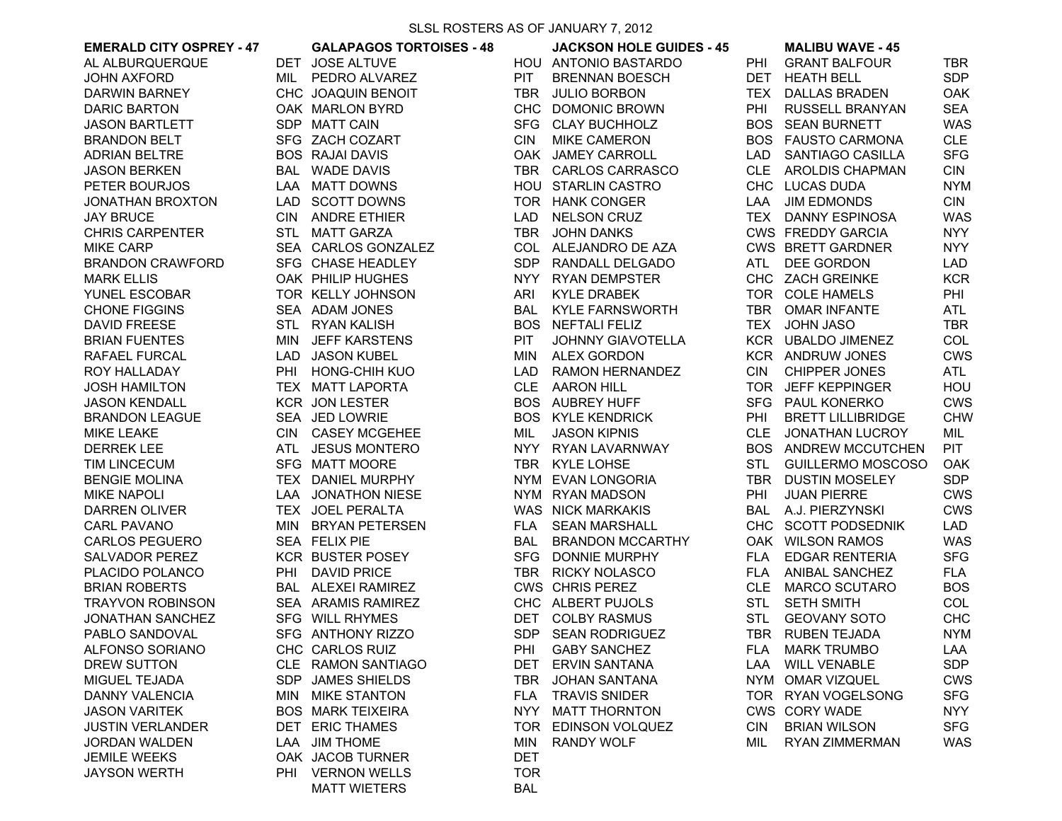# SLSL ROSTERS AS OF JANUARY 7, 2012

| EMERALD CITY OSPREY - 47 | | GALAPAGOS TORTOISES - 48 | | JACKSON HOLE GUIDES - 45 | | MALIBU WAVE - 45 | |
|---|---|---|---|---|---|---|---|
| AL ALBURQUERQUE | DET | JOSE ALTUVE | HOU | ANTONIO BASTARDO | PHI | GRANT BALFOUR | TBR |
| JOHN AXFORD | MIL | PEDRO ALVAREZ | PIT | BRENNAN BOESCH | DET | HEATH BELL | SDP |
| DARWIN BARNEY | CHC | JOAQUIN BENOIT | TBR | JULIO BORBON | TEX | DALLAS BRADEN | OAK |
| DARIC BARTON | OAK | MARLON BYRD | CHC | DOMONIC BROWN | PHI | RUSSELL BRANYAN | SEA |
| JASON BARTLETT | SDP | MATT CAIN | SFG | CLAY BUCHHOLZ | BOS | SEAN BURNETT | WAS |
| BRANDON BELT | SFG | ZACH COZART | CIN | MIKE CAMERON | BOS | FAUSTO CARMONA | CLE |
| ADRIAN BELTRE | BOS | RAJAI DAVIS | OAK | JAMEY CARROLL | LAD | SANTIAGO CASILLA | SFG |
| JASON BERKEN | BAL | WADE DAVIS | TBR | CARLOS CARRASCO | CLE | AROLDIS CHAPMAN | CIN |
| PETER BOURJOS | LAA | MATT DOWNS | HOU | STARLIN CASTRO | CHC | LUCAS DUDA | NYM |
| JONATHAN BROXTON | LAD | SCOTT DOWNS | TOR | HANK CONGER | LAA | JIM EDMONDS | CIN |
| JAY BRUCE | CIN | ANDRE ETHIER | LAD | NELSON CRUZ | TEX | DANNY ESPINOSA | WAS |
| CHRIS CARPENTER | STL | MATT GARZA | TBR | JOHN DANKS | CWS | FREDDY GARCIA | NYY |
| MIKE CARP | SEA | CARLOS GONZALEZ | COL | ALEJANDRO DE AZA | CWS | BRETT GARDNER | NYY |
| BRANDON CRAWFORD | SFG | CHASE HEADLEY | SDP | RANDALL DELGADO | ATL | DEE GORDON | LAD |
| MARK ELLIS | OAK | PHILIP HUGHES | NYY | RYAN DEMPSTER | CHC | ZACH GREINKE | KCR |
| YUNEL ESCOBAR | TOR | KELLY JOHNSON | ARI | KYLE DRABEK | TOR | COLE HAMELS | PHI |
| CHONE FIGGINS | SEA | ADAM JONES | BAL | KYLE FARNSWORTH | TBR | OMAR INFANTE | ATL |
| DAVID FREESE | STL | RYAN KALISH | BOS | NEFTALI FELIZ | TEX | JOHN JASO | TBR |
| BRIAN FUENTES | MIN | JEFF KARSTENS | PIT | JOHNNY GIAVOTELLA | KCR | UBALDO JIMENEZ | COL |
| RAFAEL FURCAL | LAD | JASON KUBEL | MIN | ALEX GORDON | KCR | ANDRUW JONES | CWS |
| ROY HALLADAY | PHI | HONG-CHIH KUO | LAD | RAMON HERNANDEZ | CIN | CHIPPER JONES | ATL |
| JOSH HAMILTON | TEX | MATT LAPORTA | CLE | AARON HILL | TOR | JEFF KEPPINGER | HOU |
| JASON KENDALL | KCR | JON LESTER | BOS | AUBREY HUFF | SFG | PAUL KONERKO | CWS |
| BRANDON LEAGUE | SEA | JED LOWRIE | BOS | KYLE KENDRICK | PHI | BRETT LILLIBRIDGE | CHW |
| MIKE LEAKE | CIN | CASEY MCGEHEE | MIL | JASON KIPNIS | CLE | JONATHAN LUCROY | MIL |
| DERREK LEE | ATL | JESUS MONTERO | NYY | RYAN LAVARNWAY | BOS | ANDREW MCCUTCHEN | PIT |
| TIM LINCECUM | SFG | MATT MOORE | TBR | KYLE LOHSE | STL | GUILLERMO MOSCOSO | OAK |
| BENGIE MOLINA | TEX | DANIEL MURPHY | NYM | EVAN LONGORIA | TBR | DUSTIN MOSELEY | SDP |
| MIKE NAPOLI | LAA | JONATHON NIESE | NYM | RYAN MADSON | PHI | JUAN PIERRE | CWS |
| DARREN OLIVER | TEX | JOEL PERALTA | WAS | NICK MARKAKIS | BAL | A.J. PIERZYNSKI | CWS |
| CARL PAVANO | MIN | BRYAN PETERSEN | FLA | SEAN MARSHALL | CHC | SCOTT PODSEDNIK | LAD |
| CARLOS PEGUERO | SEA | FELIX PIE | BAL | BRANDON MCCARTHY | OAK | WILSON RAMOS | WAS |
| SALVADOR PEREZ | KCR | BUSTER POSEY | SFG | DONNIE MURPHY | FLA | EDGAR RENTERIA | SFG |
| PLACIDO POLANCO | PHI | DAVID PRICE | TBR | RICKY NOLASCO | FLA | ANIBAL SANCHEZ | FLA |
| BRIAN ROBERTS | BAL | ALEXEI RAMIREZ | CWS | CHRIS PEREZ | CLE | MARCO SCUTARO | BOS |
| TRAYVON ROBINSON | SEA | ARAMIS RAMIREZ | CHC | ALBERT PUJOLS | STL | SETH SMITH | COL |
| JONATHAN SANCHEZ | SFG | WILL RHYMES | DET | COLBY RASMUS | STL | GEOVANY SOTO | CHC |
| PABLO SANDOVAL | SFG | ANTHONY RIZZO | SDP | SEAN RODRIGUEZ | TBR | RUBEN TEJADA | NYM |
| ALFONSO SORIANO | CHC | CARLOS RUIZ | PHI | GABY SANCHEZ | FLA | MARK TRUMBO | LAA |
| DREW SUTTON | CLE | RAMON SANTIAGO | DET | ERVIN SANTANA | LAA | WILL VENABLE | SDP |
| MIGUEL TEJADA | SDP | JAMES SHIELDS | TBR | JOHAN SANTANA | NYM | OMAR VIZQUEL | CWS |
| DANNY VALENCIA | MIN | MIKE STANTON | FLA | TRAVIS SNIDER | TOR | RYAN VOGELSONG | SFG |
| JASON VARITEK | BOS | MARK TEIXEIRA | NYY | MATT THORNTON | CWS | CORY WADE | NYY |
| JUSTIN VERLANDER | DET | ERIC THAMES | TOR | EDINSON VOLQUEZ | CIN | BRIAN WILSON | SFG |
| JORDAN WALDEN | LAA | JIM THOME | MIN | RANDY WOLF | MIL | RYAN ZIMMERMAN | WAS |
| JEMILE WEEKS | OAK | JACOB TURNER | DET | | | | |
| JAYSON WERTH | PHI | VERNON WELLS | TOR | | | | |
| | | MATT WIETERS | BAL | | | | |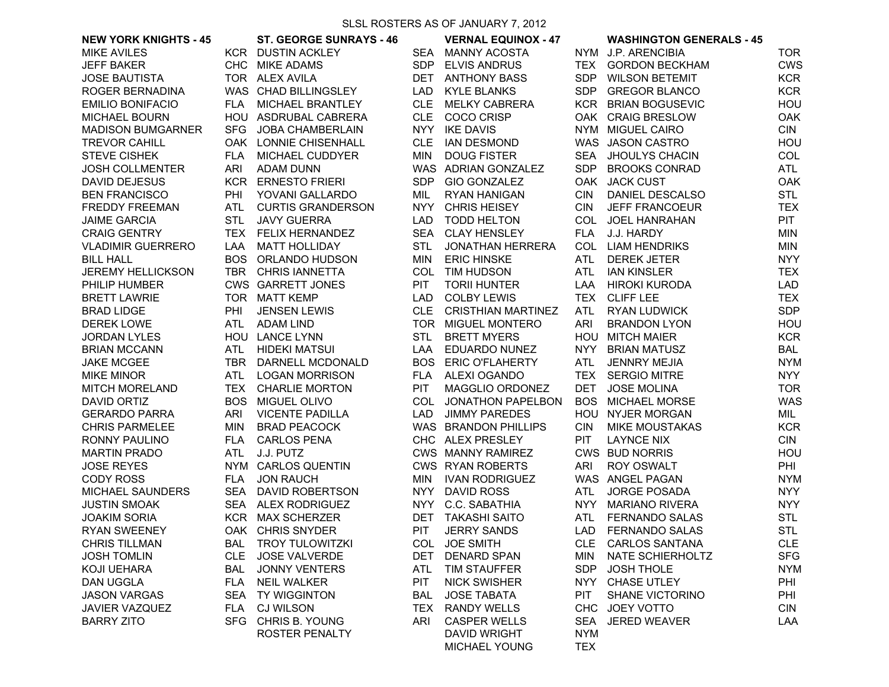SLSL ROSTERS AS OF JANUARY 7, 2012

| NEW YORK KNIGHTS - 45 | | ST. GEORGE SUNRAYS - 46 | | VERNAL EQUINOX - 47 | | WASHINGTON GENERALS - 45 | |
|---|---|---|---|---|---|---|---|
| MIKE AVILES | KCR | DUSTIN ACKLEY | SEA | MANNY ACOSTA | NYM | J.P. ARENCIBIA | TOR |
| JEFF BAKER | CHC | MIKE ADAMS | SDP | ELVIS ANDRUS | TEX | GORDON BECKHAM | CWS |
| JOSE BAUTISTA | TOR | ALEX AVILA | DET | ANTHONY BASS | SDP | WILSON BETEMIT | KCR |
| ROGER BERNADINA | WAS | CHAD BILLINGSLEY | LAD | KYLE BLANKS | SDP | GREGOR BLANCO | KCR |
| EMILIO BONIFACIO | FLA | MICHAEL BRANTLEY | CLE | MELKY CABRERA | KCR | BRIAN BOGUSEVIC | HOU |
| MICHAEL BOURN | HOU | ASDRUBAL CABRERA | CLE | COCO CRISP | OAK | CRAIG BRESLOW | OAK |
| MADISON BUMGARNER | SFG | JOBA CHAMBERLAIN | NYY | IKE DAVIS | NYM | MIGUEL CAIRO | CIN |
| TREVOR CAHILL | OAK | LONNIE CHISENHALL | CLE | IAN DESMOND | WAS | JASON CASTRO | HOU |
| STEVE CISHEK | FLA | MICHAEL CUDDYER | MIN | DOUG FISTER | SEA | JHOULYS CHACIN | COL |
| JOSH COLLMENTER | ARI | ADAM DUNN | WAS | ADRIAN GONZALEZ | SDP | BROOKS CONRAD | ATL |
| DAVID DEJESUS | KCR | ERNESTO FRIERI | SDP | GIO GONZALEZ | OAK | JACK CUST | OAK |
| BEN FRANCISCO | PHI | YOVANI GALLARDO | MIL | RYAN HANIGAN | CIN | DANIEL DESCALSO | STL |
| FREDDY FREEMAN | ATL | CURTIS GRANDERSON | NYY | CHRIS HEISEY | CIN | JEFF FRANCOEUR | TEX |
| JAIME GARCIA | STL | JAVY GUERRA | LAD | TODD HELTON | COL | JOEL HANRAHAN | PIT |
| CRAIG GENTRY | TEX | FELIX HERNANDEZ | SEA | CLAY HENSLEY | FLA | J.J. HARDY | MIN |
| VLADIMIR GUERRERO | LAA | MATT HOLLIDAY | STL | JONATHAN HERRERA | COL | LIAM HENDRIKS | MIN |
| BILL HALL | BOS | ORLANDO HUDSON | MIN | ERIC HINSKE | ATL | DEREK JETER | NYY |
| JEREMY HELLICKSON | TBR | CHRIS IANNETTA | COL | TIM HUDSON | ATL | IAN KINSLER | TEX |
| PHILIP HUMBER | CWS | GARRETT JONES | PIT | TORII HUNTER | LAA | HIROKI KURODA | LAD |
| BRETT LAWRIE | TOR | MATT KEMP | LAD | COLBY LEWIS | TEX | CLIFF LEE | TEX |
| BRAD LIDGE | PHI | JENSEN LEWIS | CLE | CRISTHIAN MARTINEZ | ATL | RYAN LUDWICK | SDP |
| DEREK LOWE | ATL | ADAM LIND | TOR | MIGUEL MONTERO | ARI | BRANDON LYON | HOU |
| JORDAN LYLES | HOU | LANCE LYNN | STL | BRETT MYERS | HOU | MITCH MAIER | KCR |
| BRIAN MCCANN | ATL | HIDEKI MATSUI | LAA | EDUARDO NUNEZ | NYY | BRIAN MATUSZ | BAL |
| JAKE MCGEE | TBR | DARNELL MCDONALD | BOS | ERIC O'FLAHERTY | ATL | JENNRY MEJIA | NYM |
| MIKE MINOR | ATL | LOGAN MORRISON | FLA | ALEXI OGANDO | TEX | SERGIO MITRE | NYY |
| MITCH MORELAND | TEX | CHARLIE MORTON | PIT | MAGGLIO ORDONEZ | DET | JOSE MOLINA | TOR |
| DAVID ORTIZ | BOS | MIGUEL OLIVO | COL | JONATHON PAPELBON | BOS | MICHAEL MORSE | WAS |
| GERARDO PARRA | ARI | VICENTE PADILLA | LAD | JIMMY PAREDES | HOU | NYJER MORGAN | MIL |
| CHRIS PARMELEE | MIN | BRAD PEACOCK | WAS | BRANDON PHILLIPS | CIN | MIKE MOUSTAKAS | KCR |
| RONNY PAULINO | FLA | CARLOS PENA | CHC | ALEX PRESLEY | PIT | LAYNCE NIX | CIN |
| MARTIN PRADO | ATL | J.J. PUTZ | CWS | MANNY RAMIREZ | CWS | BUD NORRIS | HOU |
| JOSE REYES | NYM | CARLOS QUENTIN | CWS | RYAN ROBERTS | ARI | ROY OSWALT | PHI |
| CODY ROSS | FLA | JON RAUCH | MIN | IVAN RODRIGUEZ | WAS | ANGEL PAGAN | NYM |
| MICHAEL SAUNDERS | SEA | DAVID ROBERTSON | NYY | DAVID ROSS | ATL | JORGE POSADA | NYY |
| JUSTIN SMOAK | SEA | ALEX RODRIGUEZ | NYY | C.C. SABATHIA | NYY | MARIANO RIVERA | NYY |
| JOAKIM SORIA | KCR | MAX SCHERZER | DET | TAKASHI SAITO | ATL | FERNANDO SALAS | STL |
| RYAN SWEENEY | OAK | CHRIS SNYDER | PIT | JERRY SANDS | LAD | FERNANDO SALAS | STL |
| CHRIS TILLMAN | BAL | TROY TULOWITZKI | COL | JOE SMITH | CLE | CARLOS SANTANA | CLE |
| JOSH TOMLIN | CLE | JOSE VALVERDE | DET | DENARD SPAN | MIN | NATE SCHIERHOLTZ | SFG |
| KOJI UEHARA | BAL | JONNY VENTERS | ATL | TIM STAUFFER | SDP | JOSH THOLE | NYM |
| DAN UGGLA | FLA | NEIL WALKER | PIT | NICK SWISHER | NYY | CHASE UTLEY | PHI |
| JASON VARGAS | SEA | TY WIGGINTON | BAL | JOSE TABATA | PIT | SHANE VICTORINO | PHI |
| JAVIER VAZQUEZ | FLA | CJ WILSON | TEX | RANDY WELLS | CHC | JOEY VOTTO | CIN |
| BARRY ZITO | SFG | CHRIS B. YOUNG | ARI | CASPER WELLS | SEA | JERED WEAVER | LAA |
| | | ROSTER PENALTY | | DAVID WRIGHT | NYM | | |
| | | | | MICHAEL YOUNG | TEX | | |